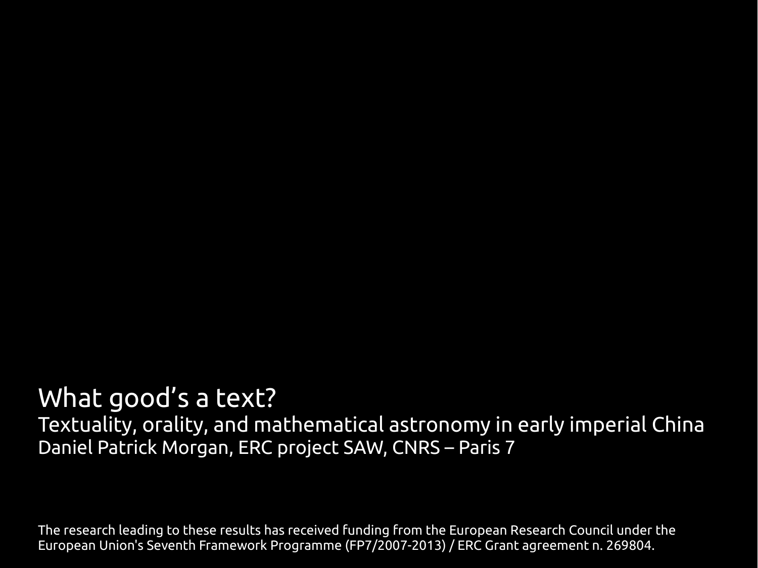# What good's a text?

## Textuality, orality, and mathematical astronomy in early imperial China

Daniel Patrick Morgan, ERC project SAW, CNRS – Paris 7

The research leading to these results has received funding from the European Research Council under the European Union's Seventh Framework Programme (FP7/2007-2013) / ERC Grant agreement n. 269804.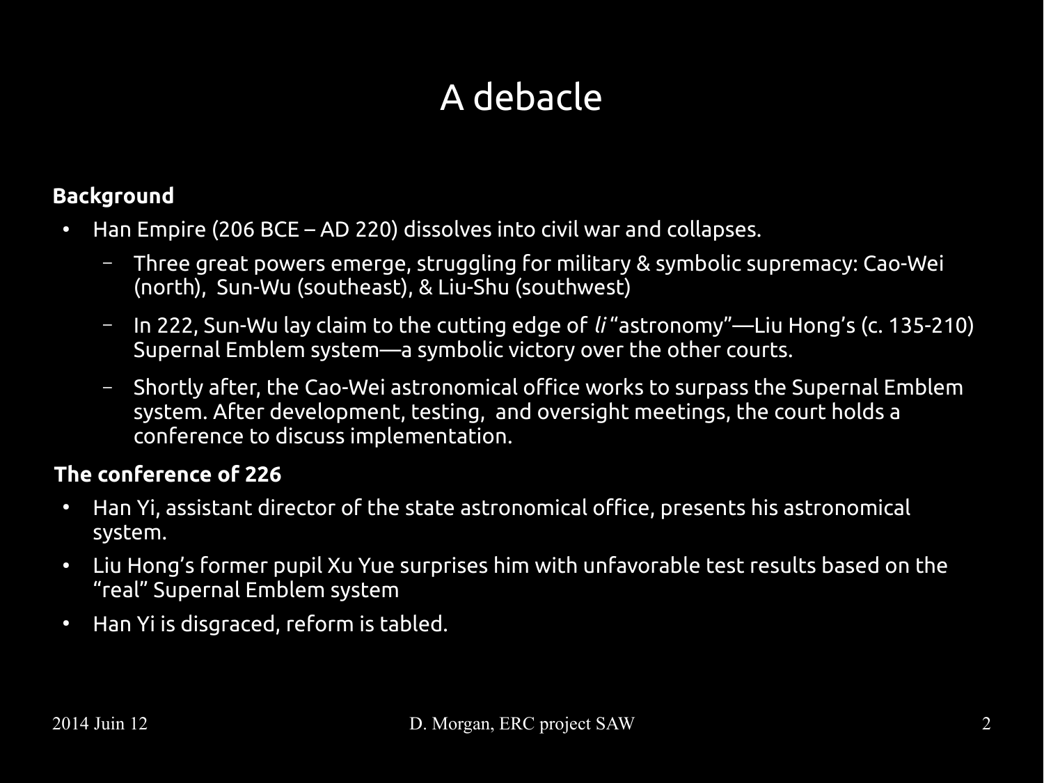# A debacle

**Background**

- Han Empire (206 BCE – AD 220) dissolves into civil war and collapses.
  - Three great powers emerge, struggling for military & symbolic supremacy: Cao-Wei (north), Sun-Wu (southeast), & Liu-Shu (southwest)
  - In 222, Sun-Wu lay claim to the cutting edge of *li* "astronomy"—Liu Hong's (c. 135-210) Supernal Emblem system—a symbolic victory over the other courts.
  - Shortly after, the Cao-Wei astronomical office works to surpass the Supernal Emblem system. After development, testing, and oversight meetings, the court holds a conference to discuss implementation.

**The conference of 226**

- Han Yi, assistant director of the state astronomical office, presents his astronomical system.
- Liu Hong's former pupil Xu Yue surprises him with unfavorable test results based on the "real" Supernal Emblem system
- Han Yi is disgraced, reform is tabled.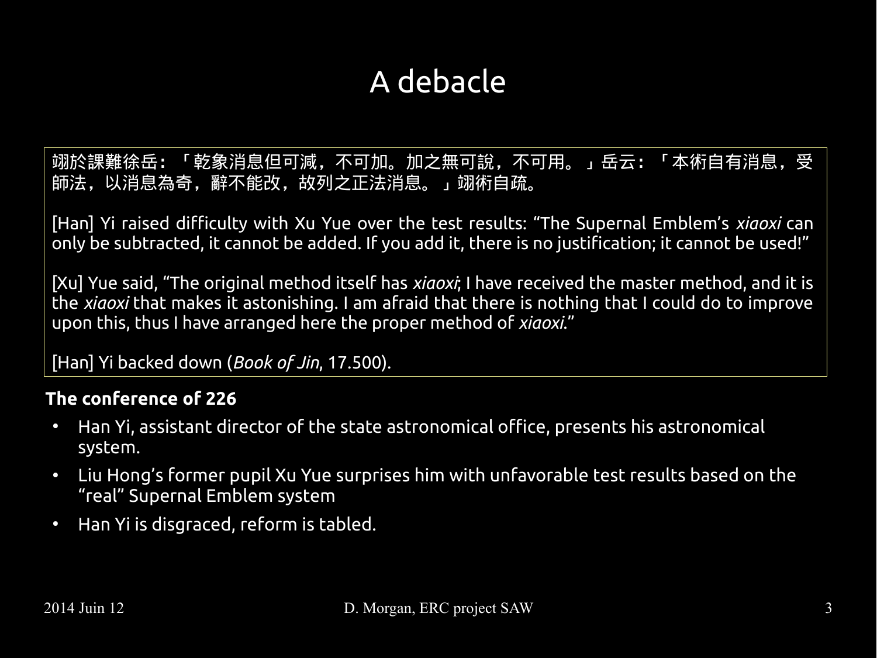# A debacle

翊於課難徐岳：「乾象消息但可減，不可加。加之無可說，不可用。」岳云：「本術自有消息，受師法，以消息為奇，辭不能改，故列之正法消息。」翊術自疏。

[Han] Yi raised difficulty with Xu Yue over the test results: "The Supernal Emblem's *xiaoxi* can only be subtracted, it cannot be added. If you add it, there is no justification; it cannot be used!"

[Xu] Yue said, "The original method itself has *xiaoxi*; I have received the master method, and it is the *xiaoxi* that makes it astonishing. I am afraid that there is nothing that I could do to improve upon this, thus I have arranged here the proper method of *xiaoxi*."

[Han] Yi backed down (*Book of Jin*, 17.500).

**The conference of 226**

- Han Yi, assistant director of the state astronomical office, presents his astronomical system.
- Liu Hong's former pupil Xu Yue surprises him with unfavorable test results based on the "real" Supernal Emblem system
- Han Yi is disgraced, reform is tabled.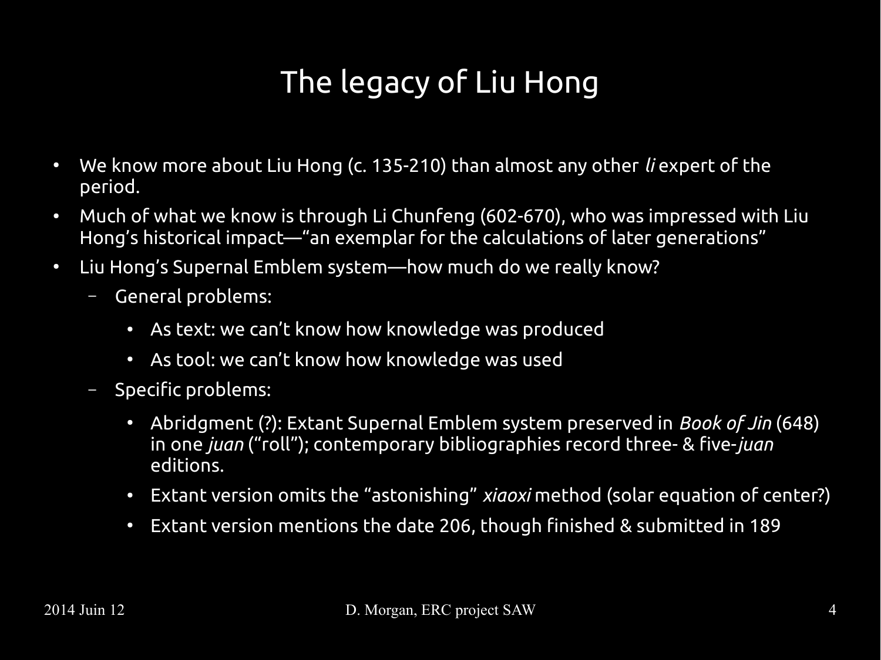# The legacy of Liu Hong

- We know more about Liu Hong (c. 135-210) than almost any other *li* expert of the period.
- Much of what we know is through Li Chunfeng (602-670), who was impressed with Liu Hong's historical impact—"an exemplar for the calculations of later generations"
- Liu Hong's Supernal Emblem system—how much do we really know?
  - General problems:
    - As text: we can't know how knowledge was produced
    - As tool: we can't know how knowledge was used
  - Specific problems:
    - Abridgment (?): Extant Supernal Emblem system preserved in *Book of Jin* (648) in one *juan* ("roll"); contemporary bibliographies record three- & five-*juan* editions.
    - Extant version omits the "astonishing" *xiaoxi* method (solar equation of center?)
    - Extant version mentions the date 206, though finished & submitted in 189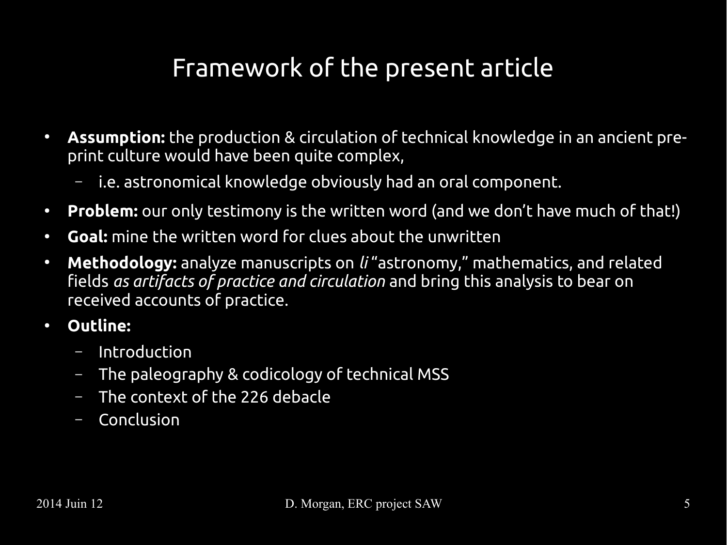# Framework of the present article

- **Assumption:** the production & circulation of technical knowledge in an ancient pre-print culture would have been quite complex,
  - i.e. astronomical knowledge obviously had an oral component.
- **Problem:** our only testimony is the written word (and we don't have much of that!)
- **Goal:** mine the written word for clues about the unwritten
- **Methodology:** analyze manuscripts on *li* "astronomy," mathematics, and related fields *as artifacts of practice and circulation* and bring this analysis to bear on received accounts of practice.
- **Outline:**
  - Introduction
  - The paleography & codicology of technical MSS
  - The context of the 226 debacle
  - Conclusion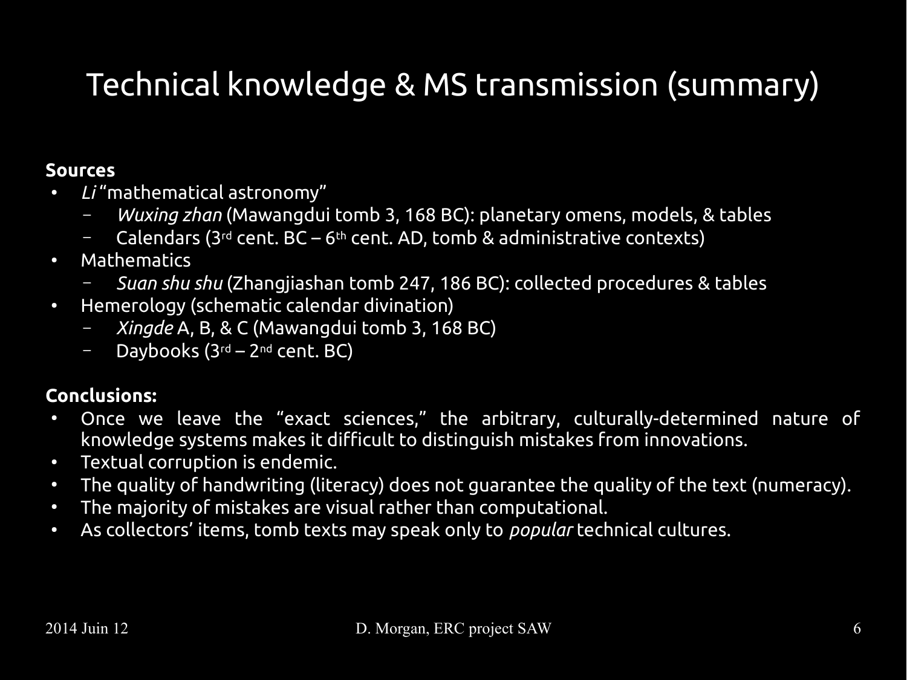# Technical knowledge & MS transmission (summary)

**Sources**

- *Li* "mathematical astronomy"
  - *Wuxing zhan* (Mawangdui tomb 3, 168 BC): planetary omens, models, & tables
  - Calendars (3rd cent. BC – 6th cent. AD, tomb & administrative contexts)
- Mathematics
  - *Suan shu shu* (Zhangjiashan tomb 247, 186 BC): collected procedures & tables
- Hemerology (schematic calendar divination)
  - *Xingde* A, B, & C (Mawangdui tomb 3, 168 BC)
  - Daybooks (3rd – 2nd cent. BC)

**Conclusions:**

- Once we leave the "exact sciences," the arbitrary, culturally-determined nature of knowledge systems makes it difficult to distinguish mistakes from innovations.
- Textual corruption is endemic.
- The quality of handwriting (literacy) does not guarantee the quality of the text (numeracy).
- The majority of mistakes are visual rather than computational.
- As collectors' items, tomb texts may speak only to *popular* technical cultures.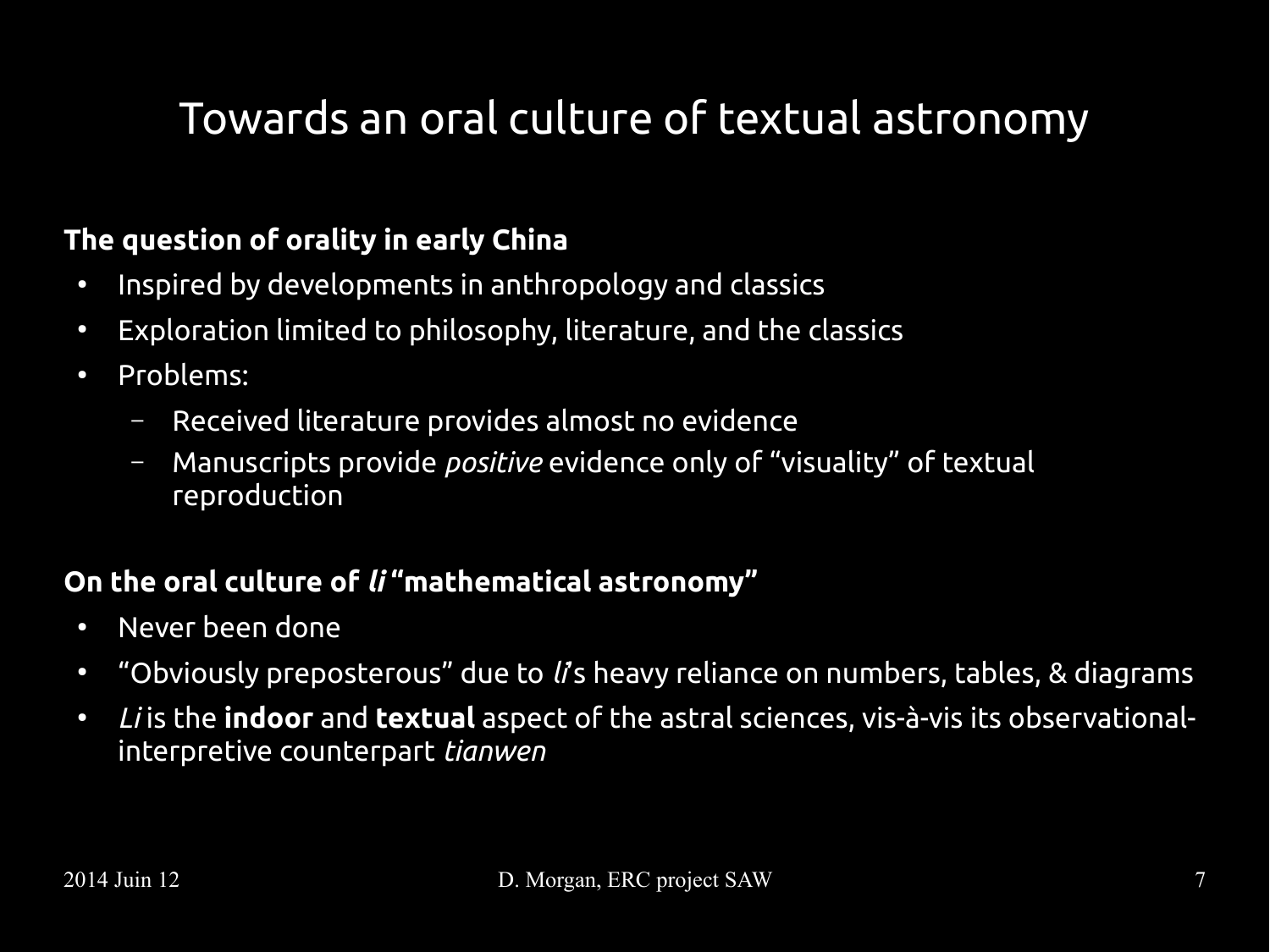# Towards an oral culture of textual astronomy

**The question of orality in early China**

- Inspired by developments in anthropology and classics
- Exploration limited to philosophy, literature, and the classics
- Problems:
  - Received literature provides almost no evidence
  - Manuscripts provide *positive* evidence only of "visuality" of textual reproduction

**On the oral culture of *li* "mathematical astronomy"**

- Never been done
- "Obviously preposterous" due to *li*'s heavy reliance on numbers, tables, & diagrams
- *Li* is the **indoor** and **textual** aspect of the astral sciences, vis-à-vis its observational-interpretive counterpart *tianwen*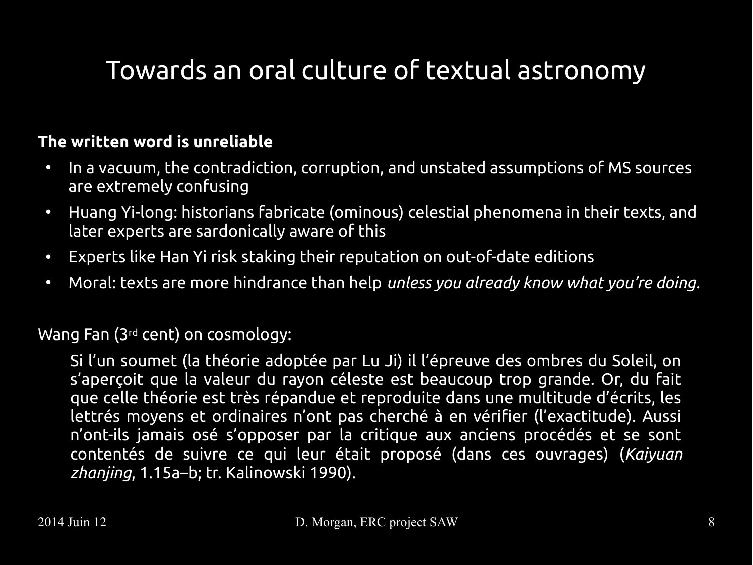# Towards an oral culture of textual astronomy

**The written word is unreliable**

- In a vacuum, the contradiction, corruption, and unstated assumptions of MS sources are extremely confusing
- Huang Yi-long: historians fabricate (ominous) celestial phenomena in their texts, and later experts are sardonically aware of this
- Experts like Han Yi risk staking their reputation on out-of-date editions
- Moral: texts are more hindrance than help *unless you already know what you're doing*.

Wang Fan (3rd cent) on cosmology:

> Si l'un soumet (la théorie adoptée par Lu Ji) il l'épreuve des ombres du Soleil, on s'aperçoit que la valeur du rayon céleste est beaucoup trop grande. Or, du fait que celle théorie est très répandue et reproduite dans une multitude d'écrits, les lettrés moyens et ordinaires n'ont pas cherché à en vérifier (l'exactitude). Aussi n'ont-ils jamais osé s'opposer par la critique aux anciens procédés et se sont contentés de suivre ce qui leur était proposé (dans ces ouvrages) (*Kaiyuan zhanjing*, 1.15a–b; tr. Kalinowski 1990).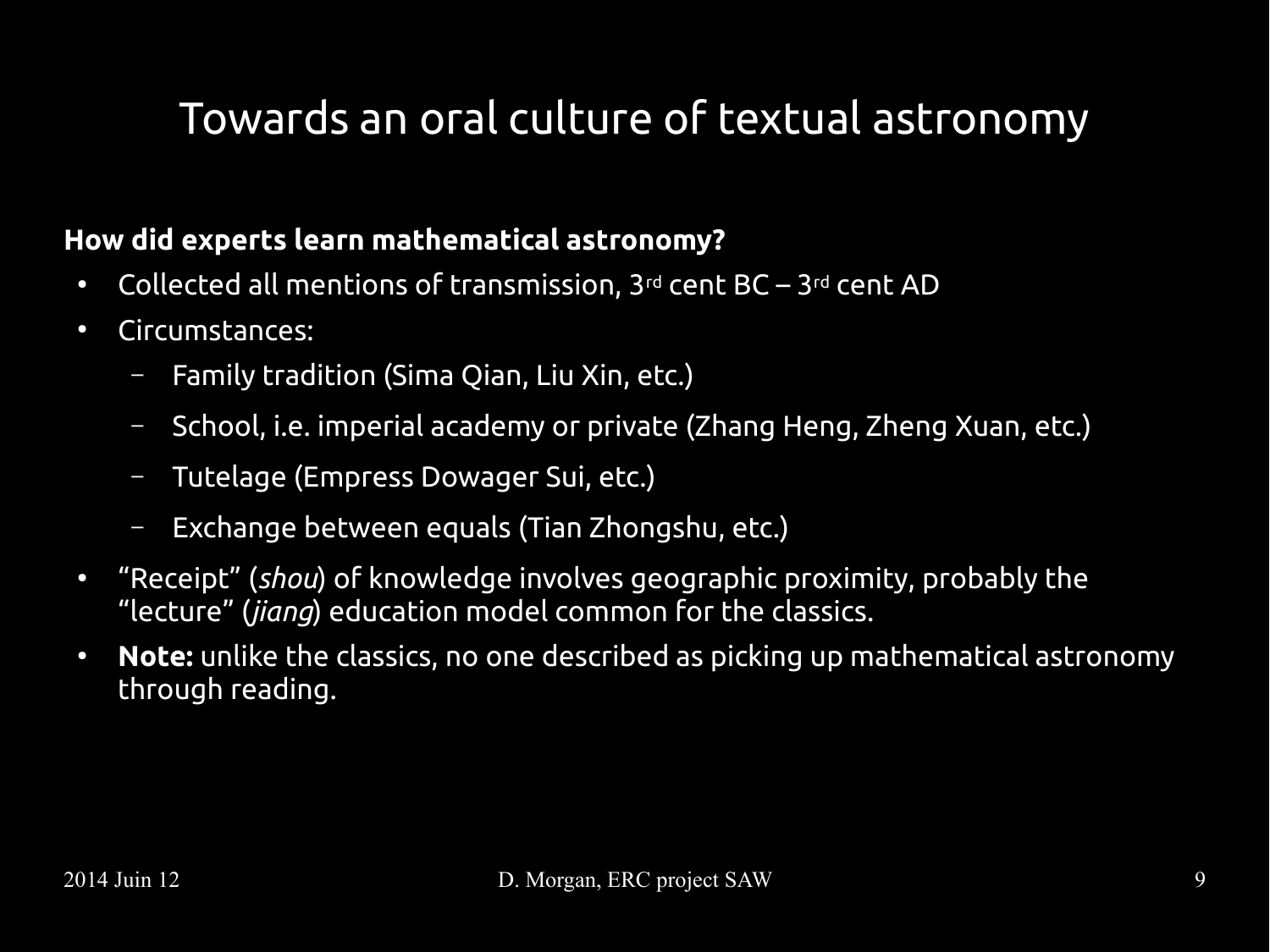# Towards an oral culture of textual astronomy

**How did experts learn mathematical astronomy?**

- Collected all mentions of transmission, 3rd cent BC – 3rd cent AD
- Circumstances:
  - Family tradition (Sima Qian, Liu Xin, etc.)
  - School, i.e. imperial academy or private (Zhang Heng, Zheng Xuan, etc.)
  - Tutelage (Empress Dowager Sui, etc.)
  - Exchange between equals (Tian Zhongshu, etc.)
- "Receipt" (*shou*) of knowledge involves geographic proximity, probably the "lecture" (*jiang*) education model common for the classics.
- **Note:** unlike the classics, no one described as picking up mathematical astronomy through reading.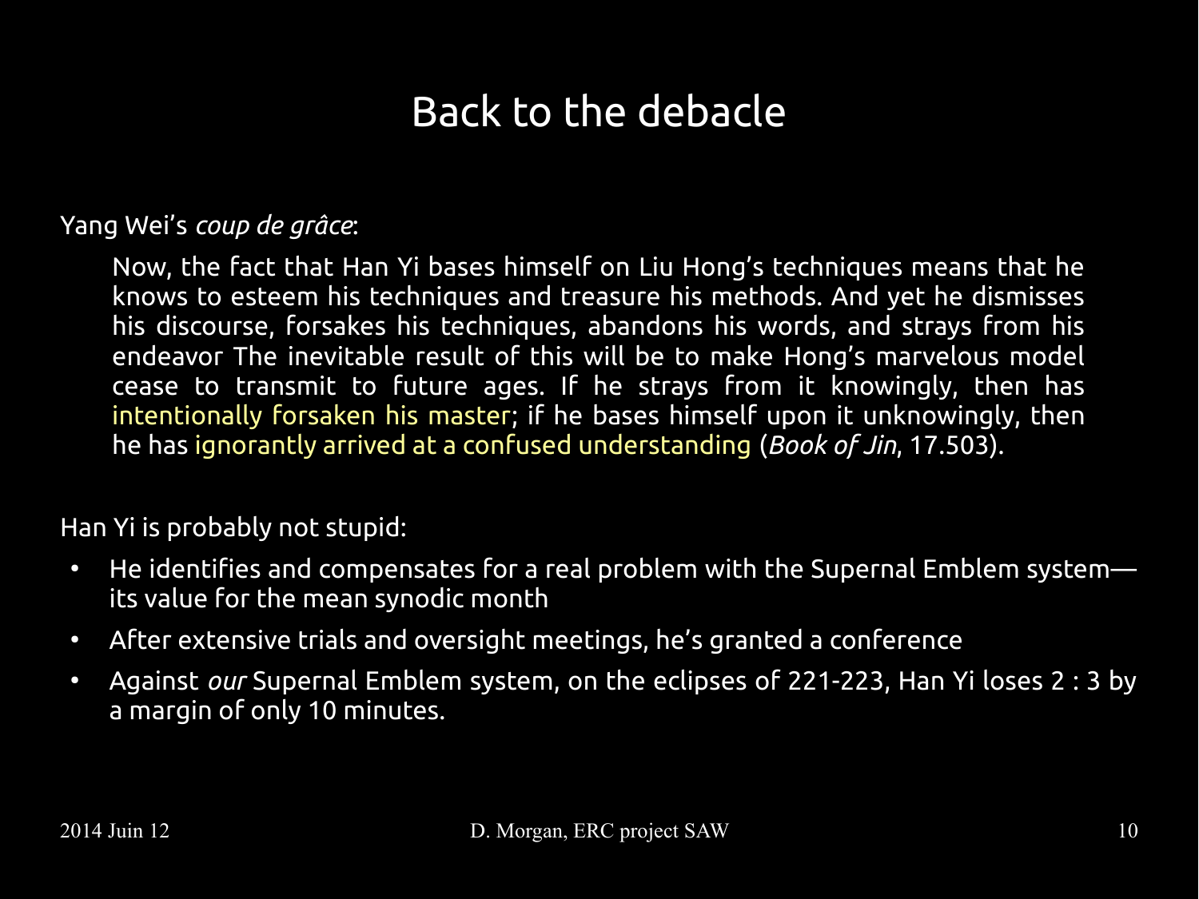# Back to the debacle

Yang Wei's *coup de grâce*:

> Now, the fact that Han Yi bases himself on Liu Hong's techniques means that he knows to esteem his techniques and treasure his methods. And yet he dismisses his discourse, forsakes his techniques, abandons his words, and strays from his endeavor The inevitable result of this will be to make Hong's marvelous model cease to transmit to future ages. If he strays from it knowingly, then has intentionally forsaken his master; if he bases himself upon it unknowingly, then he has ignorantly arrived at a confused understanding (*Book of Jin*, 17.503).

Han Yi is probably not stupid:

- He identifies and compensates for a real problem with the Supernal Emblem system—its value for the mean synodic month
- After extensive trials and oversight meetings, he's granted a conference
- Against *our* Supernal Emblem system, on the eclipses of 221-223, Han Yi loses 2 : 3 by a margin of only 10 minutes.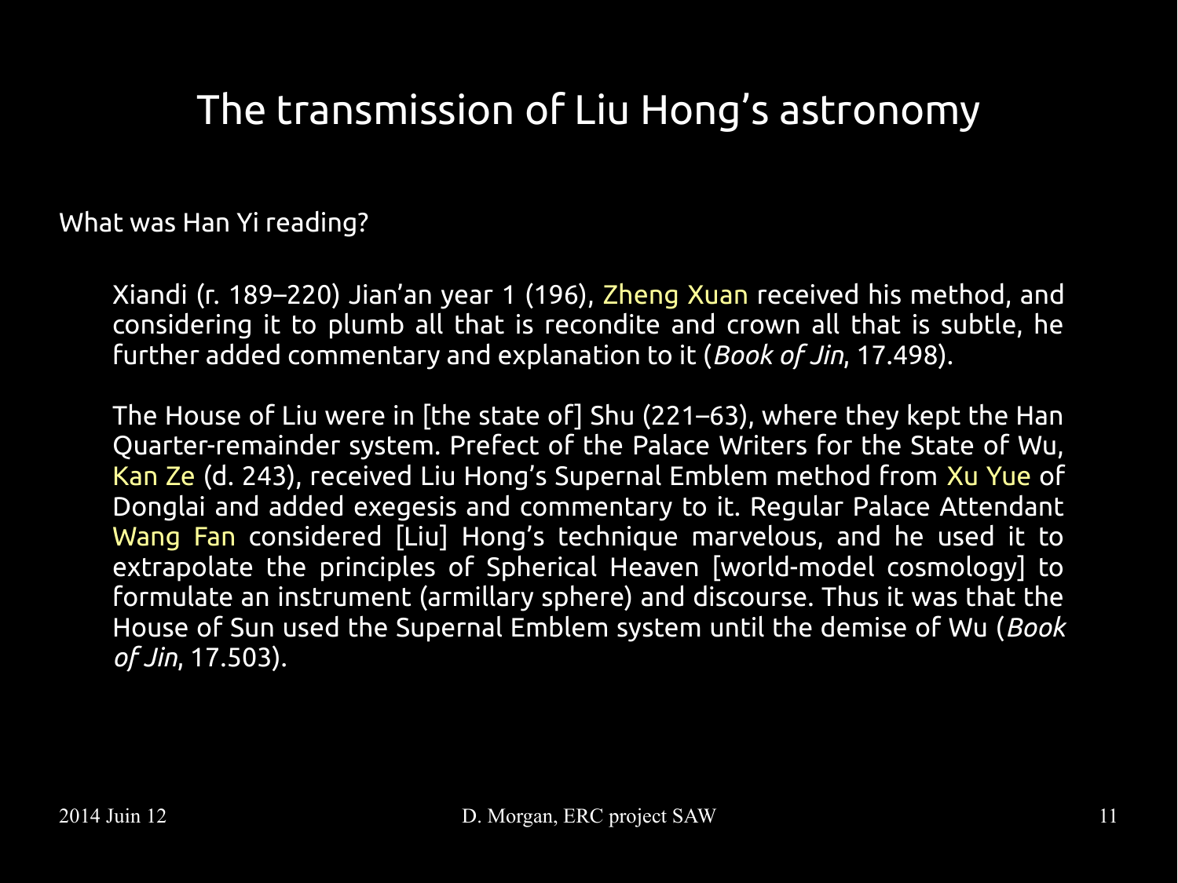# The transmission of Liu Hong's astronomy

What was Han Yi reading?

> Xiandi (r. 189–220) Jian'an year 1 (196), Zheng Xuan received his method, and considering it to plumb all that is recondite and crown all that is subtle, he further added commentary and explanation to it (*Book of Jin*, 17.498).
>
> The House of Liu were in [the state of] Shu (221–63), where they kept the Han Quarter-remainder system. Prefect of the Palace Writers for the State of Wu, Kan Ze (d. 243), received Liu Hong's Supernal Emblem method from Xu Yue of Donglai and added exegesis and commentary to it. Regular Palace Attendant Wang Fan considered [Liu] Hong's technique marvelous, and he used it to extrapolate the principles of Spherical Heaven [world-model cosmology] to formulate an instrument (armillary sphere) and discourse. Thus it was that the House of Sun used the Supernal Emblem system until the demise of Wu (*Book of Jin*, 17.503).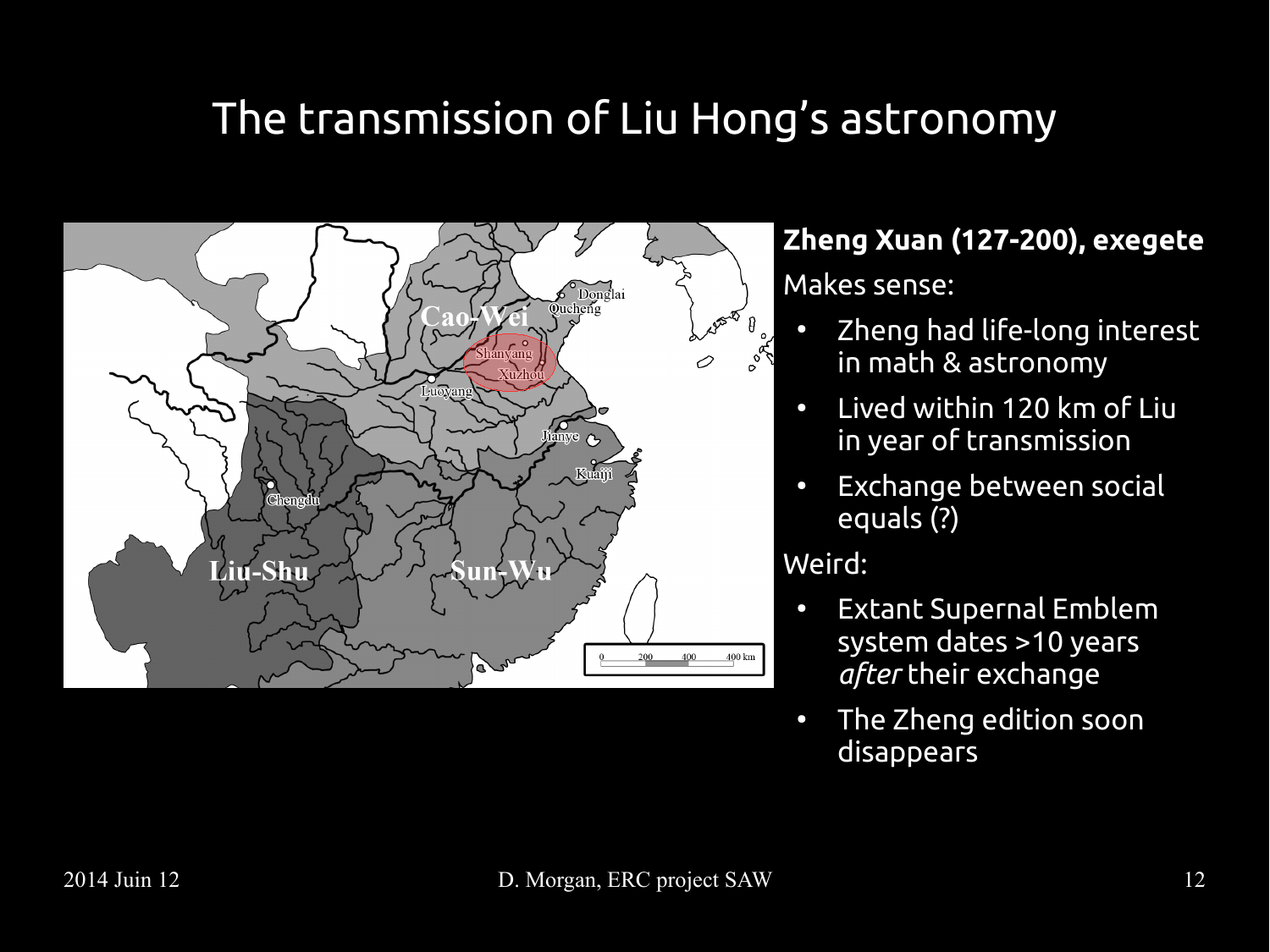# The transmission of Liu Hong's astronomy

**Zheng Xuan (127-200), exegete**

Makes sense:

- Zheng had life-long interest in math & astronomy
- Lived within 120 km of Liu in year of transmission
- Exchange between social equals (?)

Weird:

- Extant Supernal Emblem system dates >10 years *after* their exchange
- The Zheng edition soon disappears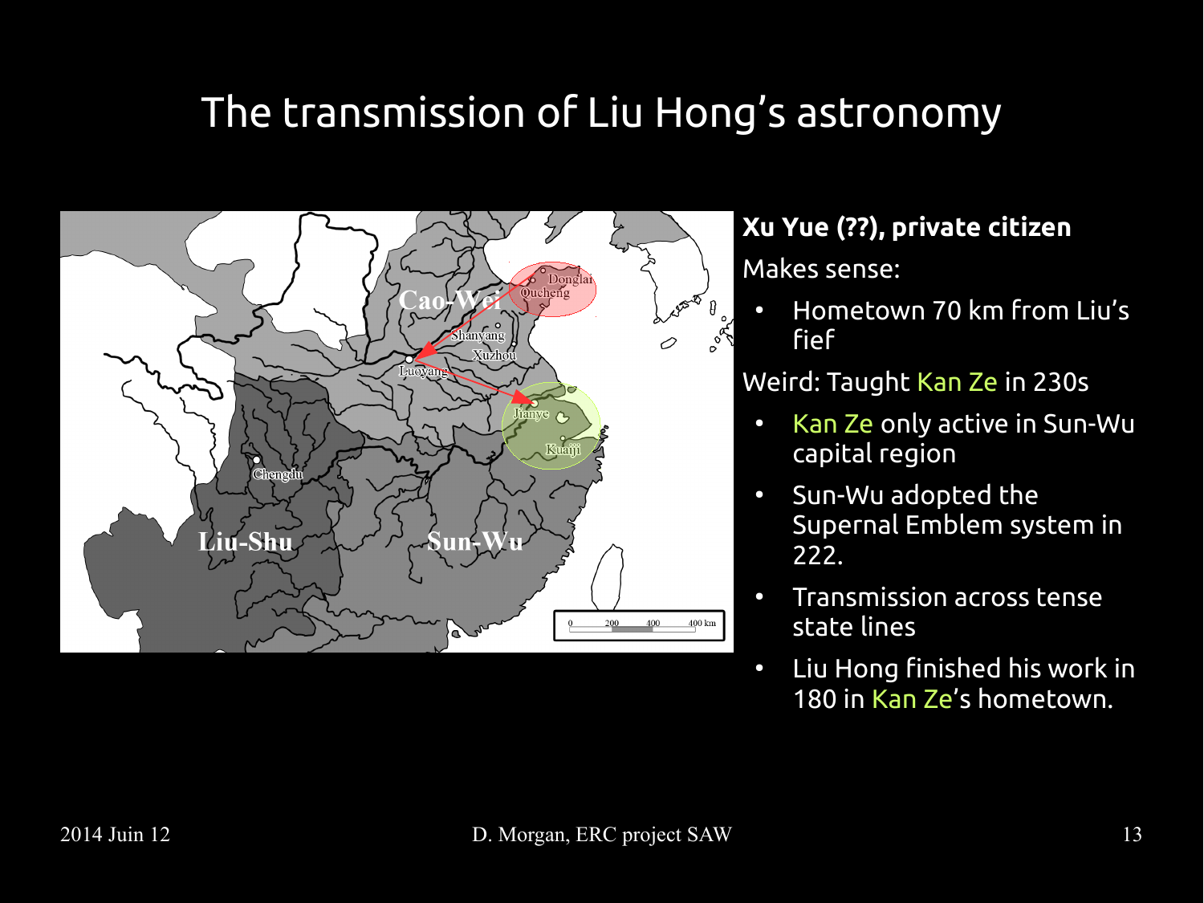# The transmission of Liu Hong's astronomy

**Xu Yue (??), private citizen**

Makes sense:

- Hometown 70 km from Liu's fief

Weird: Taught Kan Ze in 230s

- Kan Ze only active in Sun-Wu capital region
- Sun-Wu adopted the Supernal Emblem system in 222.
- Transmission across tense state lines
- Liu Hong finished his work in 180 in Kan Ze's hometown.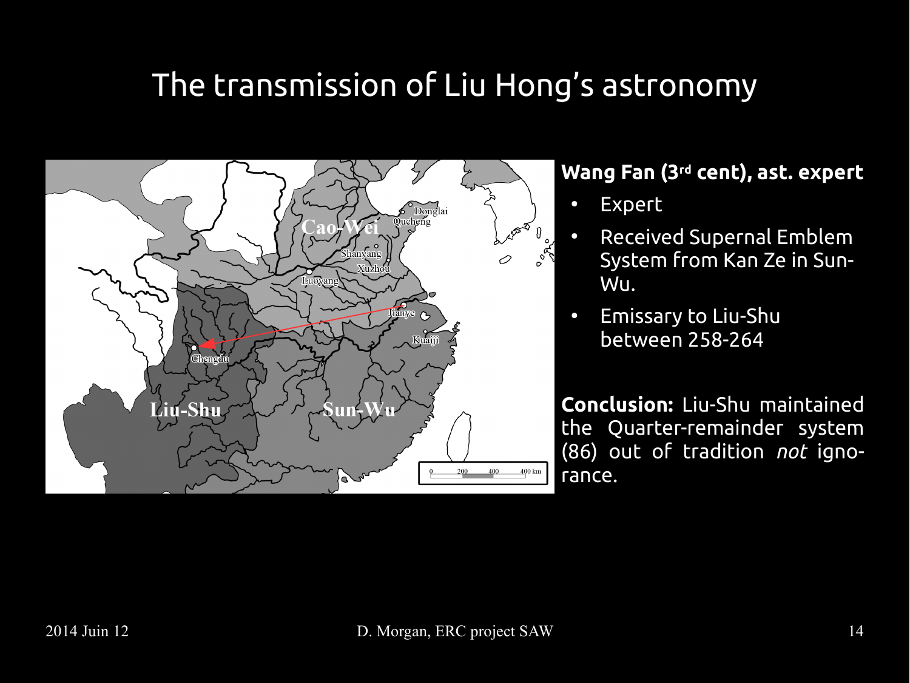# The transmission of Liu Hong's astronomy

**Wang Fan (3rd cent), ast. expert**

- Expert
- Received Supernal Emblem System from Kan Ze in Sun-Wu.
- Emissary to Liu-Shu between 258-264

**Conclusion:** Liu-Shu maintained the Quarter-remainder system (86) out of tradition *not* ignorance.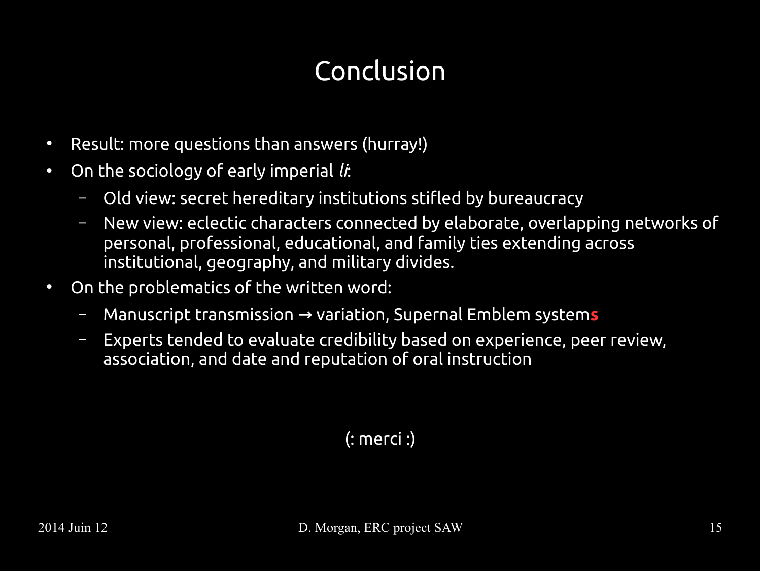# Conclusion

- Result: more questions than answers (hurray!)
- On the sociology of early imperial *li*:
  - Old view: secret hereditary institutions stifled by bureaucracy
  - New view: eclectic characters connected by elaborate, overlapping networks of personal, professional, educational, and family ties extending across institutional, geography, and military divides.
- On the problematics of the written word:
  - Manuscript transmission → variation, Supernal Emblem system**s**
  - Experts tended to evaluate credibility based on experience, peer review, association, and date and reputation of oral instruction

(: merci :)